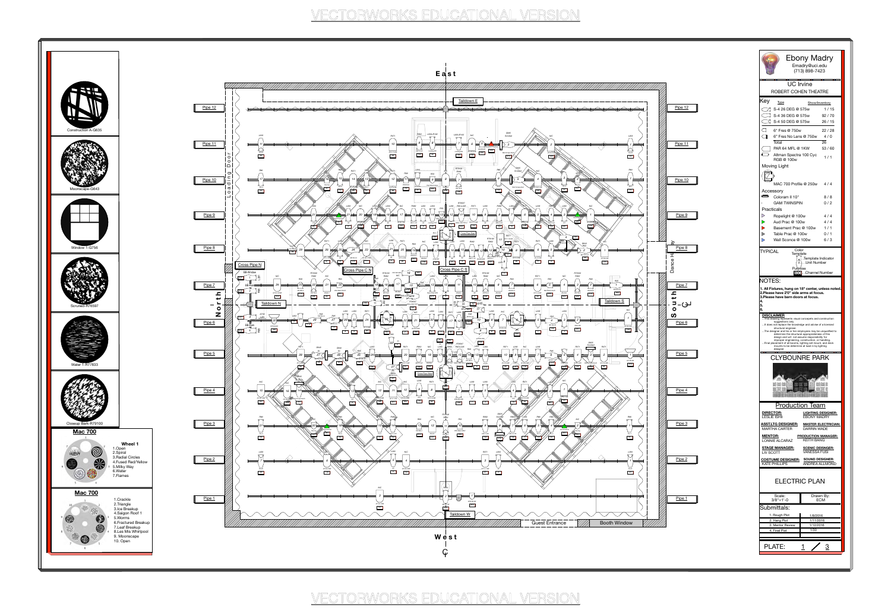VECTORWORKS EDUCATIONAL VERSION

# Ebony Madry

Emadry@uci.edu
(713) 898-7423

## UC Irvine

ROBERT COHEN THEATRE

### Key

| Type | Show/Inventory |
|---|---|
| S-4 26 DEG @ 575w | 1 / 15 |
| S-4 36 DEG @ 575w | 92 / 70 |
| S-4 50 DEG @ 575w | 26 / 15 |
| 6" Fres @ 750w | 22 / 28 |
| 6" Fres No Lens @ 750w | 4 / 0 |
| Total | 26 |
| PAR 64 MFL @ 1KW | 53 / 60 |
| Altman Spectra 100 Cyc RGB @ 100w | 1 / 1 |

**Moving Light**

| Type | Show/Inventory |
|---|---|
| MAC 700 Profile @ 250w | 4 / 4 |

**Accessory**

| Type | Show/Inventory |
|---|---|
| Coloram II 10" | 8 / 8 |
| GAM TWINSPIN | 0 / 2 |

**Practicals**

| Type | Show/Inventory |
|---|---|
| Ropelight @ 100w | 4 / 4 |
| Aud Prac @ 100w | 4 / 4 |
| Basement Prac @ 100w | 1 / 1 |
| Table Prac @ 100w | 0 / 1 |
| Wall Sconce @ 100w | 6 / 3 |

**TYPICAL**

- Color
- Template
- Template Indicator
- Unit Number
- Purpose
- Channel Number

### NOTES:

1. All Fixtures, hung on 18" center, unless noted.
2. Please have 2'0" side arms at focus.
3. Please have barn doors at focus.
4.
5.
6.

**DISCLAIMER**

This drawing represents visual concepts and construction suggestions only. It does not replace the knowledge and advise of a licensed structural engineer. The designer and his or her employees may be unqualified to determine the structural appropriateness of this design and will not assume responsibility for improper engineering, construction, or handling. Final placement of all booms, lighting set mount, and deck mounts to be determine at load in by lighting designer.

## CLYBOUNRE PARK

### Production Team

| | |
|---|---|
| **DIRECTOR:** LESLIE ISHII | **LIGHTING DESIGNER:** EBONY MADRY |
| **ASST.LTG DESIGNER:** MARTHA CARTER | **MASTER ELECTRICIAN:** DARRIN WADE |
| **MENTOR:** LONNIE ALCARAZ | **PRODUCTION MANAGER:** KEITH BANG |
| **STAGE MANAGER:** LIV SCOTT | **SCENIC DESIGNER:** VANESSA FUSI |
| **COSTUME DESIGNER:** KATE PHILLIPS | **SOUND DESIGNER:** ANDREA ALLMOND |

## ELECTRIC PLAN

| Scale: | Drawn By: |
|---|---|
| 3/8"=1'-0 | ECM |

**Submittals:**

| | |
|---|---|
| 1. Rough Plot | 1/8/2016 |
| 2. Hang Plot | 1/11/2016 |
| 3. Mentor Review | 1/12/2016 |
| 4. Final Plot | 1/30 |

PLATE: 1 / 3

**Gobos:** Construction A-G635; Moonscape-G643; Window 1-G756; Scrured-R76597; Water 1-R77833; Closeup Bark-R79100

**Mac 700 — Wheel 1**

1. Open
2. Spiral
3. Radial Circles
4. Fused Red/Yellow
5. Milky Way
6. Water
7. Flames

**Mac 700**

1. Crackle
2. Triangle
3. Ice Breakup
4. Saigon Roof 1
5. Worms
6. Fractured Breakup
7. Leaf Breakup
8. Les Mis Whirlpool
9. Moonscape
10. Open

East — West — North — South; Loading Door; Dance Hallway; Guest Entrance; Booth Window; Taildown E; Taildown W; Taildown N; Taildown S; Cross Pipe N; Cross Pipe C N; Cross Pipe C S; Pipe 1 – Pipe 12

VECTORWORKS EDUCATIONAL VERSION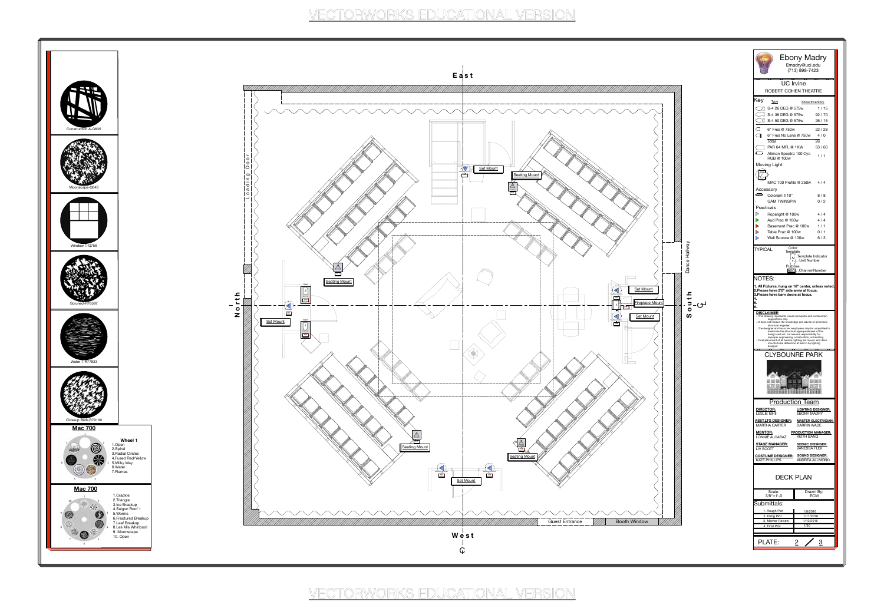VECTORWORKS EDUCATIONAL VERSION

Construction A-G635

Moonscape-G643

Window 1-G756

Scrured-R76597

Water 1-R77833

Closeup Bark-R79100

**Mac 700**

**Wheel 1**
1. Open
2. Spiral
3. Radial Circles
4. Fused Red/Yellow
5. Milky Way
6. Water
7. Flames

**Mac 700**

1. Crackle
2. Triangle
3. Ice Breakup
4. Saigon Roof 1
5. Worms
6. Fractured Breakup
7. Leaf Breakup
8. Les Mis Whirlpool
9. Moonscape
10. Open

East

North

South

West

Loading Door

Dance Hallway

Set Mount

Seating Mount

Fireplace Mount

Guest Entrance

Booth Window

# Ebony Madry

Emadry@uci.edu
(713) 898-7423

UC Irvine
ROBERT COHEN THEATRE

| Key Type | Show/Inventory |
|---|---|
| S-4 26 DEG @ 575w | 1 / 15 |
| S-4 36 DEG @ 575w | 92 / 70 |
| S-4 50 DEG @ 575w | 26 / 15 |
| 6" Fres @ 750w | 22 / 28 |
| 6" Fres No Lens @ 750w | 4 / 0 |
| Total | 26 |
| PAR 64 MFL @ 1KW | 53 / 60 |
| Altman Spectra 100 Cyc RGB @ 100w | 1 / 1 |
| **Moving Light** | |
| MAC 700 Profile @ 250w | 4 / 4 |
| **Accessory** | |
| Coloram II 10" | 8 / 8 |
| GAM TWINSPIN | 0 / 2 |
| **Practicals** | |
| Ropelight @ 100w | 4 / 4 |
| Aud Prac @ 100w | 4 / 4 |
| Basement Prac @ 100w | 1 / 1 |
| Table Prac @ 100w | 0 / 1 |
| Wall Sconce @ 100w | 6 / 3 |

TYPICAL: Color, Template, Template Indicator, Unit Number, Purpose, Channel Number

## NOTES:

1. All Fixtures, hung on 18" center, unless noted.
2. Please have 2'0" side arms at focus.
3. Please have barn doors at focus.
4.
5.
6.

**DISCLAIMER**
- This drawing represents visual concepts and construction suggestions only.
- It does not replace the knowledge and advise of a licensed structural engineer.
- The designer and his or her employees may be unqualified to determine the structural appropriateness of this design and will not assume responsibility for improper engineering, construction, or handling.
- Final placement of all booms, lighting set mount, and deck mounts to be determine at load in by lighting designer.

## CLYBOURNE PARK

## Production Team

| | |
|---|---|
| **DIRECTOR:** LESLIE ISHII | **LIGHTING DESIGNER:** EBONY MADRY |
| **ASST.LTG DESIGNER:** MARTHA CARTER | **MASTER ELECTRICIAN:** DARRIN WADE |
| **MENTOR:** LONNIE ALCARAZ | **PRODUCTION MANAGER:** KEITH BANG |
| **STAGE MANAGER:** LIV SCOTT | **SCENIC DESIGNER:** VANESSA FUSI |
| **COSTUME DESIGNER:** KATE PHILLIPS | **SOUND DESIGNER:** ANDREA ALLMOND |

## DECK PLAN

| Scale: 3/8"=1'-0 | Drawn By: ECM |
|---|---|

Submittals:

| | |
|---|---|
| 1. Rough Plot | 1/8/2016 |
| 2. Hang Plot | 1/11/2016 |
| 3. Mentor Review | 1/12/2016 |
| 4. Final Plot | 1/30 |

PLATE: 2 / 3

VECTORWORKS EDUCATIONAL VERSION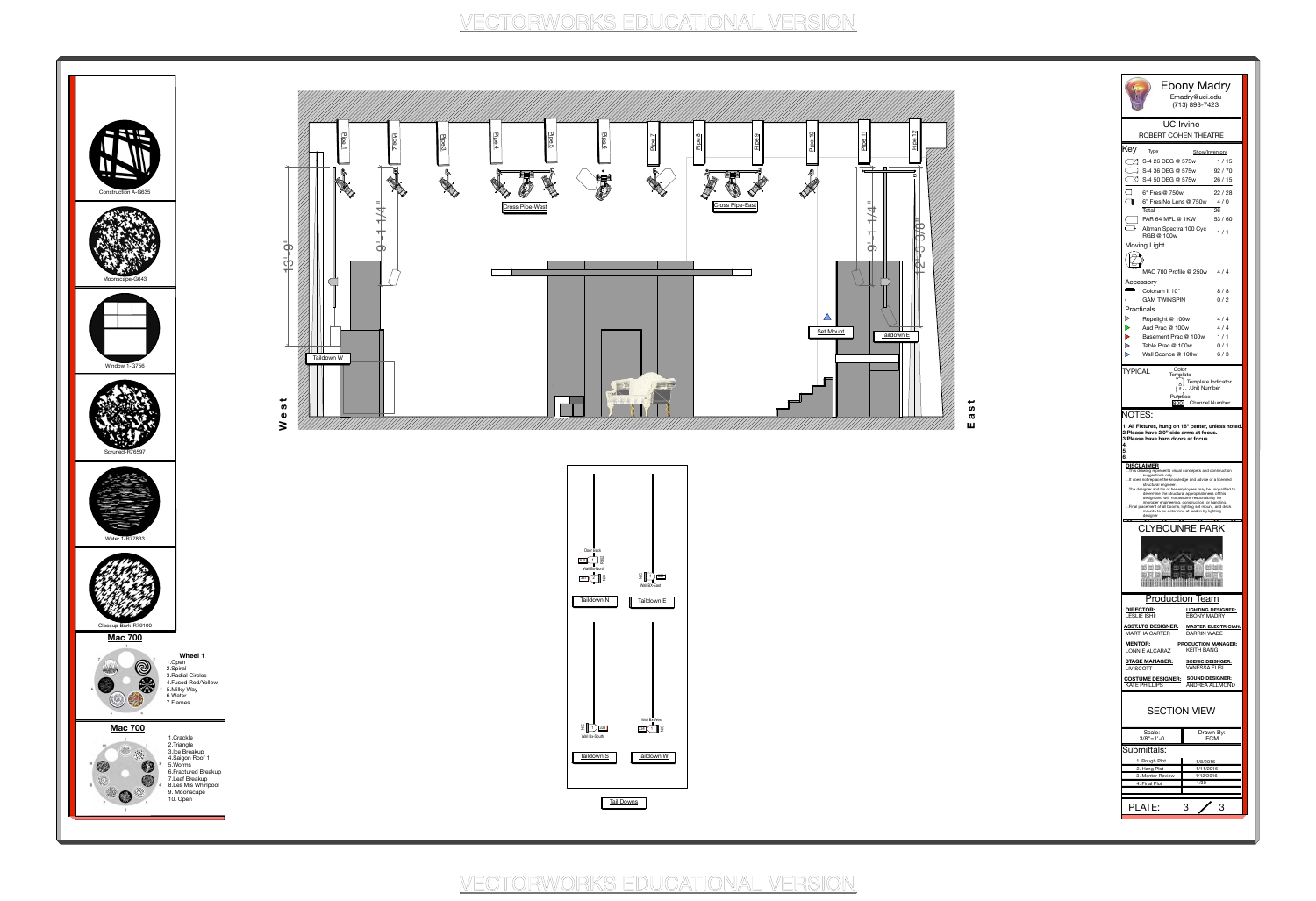VECTORWORKS EDUCATIONAL VERSION

Construction A-G635

Moonscape-G643

Window 1-G756

Scrunch-R76597

Water 1-R77833

Closeup Bark-R79100

**Mac 700**

**Wheel 1**
1. Open
2. Spiral
3. Radial Circles
4. Fused Red/Yellow
5. Milky Way
6. Water
7. Flames

**Mac 700**

1. Crackle
2. Triangle
3. Ice Breakup
4. Saigon Roof 1
5. Worms
6. Fractured Breakup
7. Leaf Breakup
8. Les Mis Whirlpool
9. Moonscape
10. Open

Pipe 1 Pipe 2 Pipe 3 Pipe 4 Pipe 5 Pipe 6 Pipe 7 Pipe 8 Pipe 9 Pipe 10 Pipe 11 Pipe 12

Cross Pipe-West

Cross Pipe-East

13'-9"

9'-1 1/4"

9'-1 1/4"

12'-3 3/8"

Set Mount

Taildown W

Taildown E

West

East

Doorknob

Wall Bx-North

Wall Bx-East

Taildown N

Taildown E

Wall Bx-South

Wall Bx-West

Taildown S

Taildown W

Tail Downs

Ebony Madry
Emadry@uci.edu
(713) 898-7423

UC Irvine
ROBERT COHEN THEATRE

| Key | Type | Show/Inventory |
|---|---|---|
| | S-4 26 DEG @ 575w | 1 / 15 |
| | S-4 36 DEG @ 575w | 92 / 70 |
| | S-4 50 DEG @ 575w | 26 / 15 |
| | 6" Fres @ 750w | 22 / 28 |
| | 6" Fres No Lens @ 750w | 4 / 0 |
| | Total | 26 |
| | PAR 64 MFL @ 1KW | 53 / 60 |
| | Altman Spectra 100 Cyc RGB @ 100w | 1 / 1 |
| Moving Light | | |
| | MAC 700 Profile @ 250w | 4 / 4 |
| Accessory | | |
| | Coloram II 10" | 8 / 8 |
| | GAM TWINSPIN | 0 / 2 |
| Practicals | | |
| | Ropelight @ 100w | 4 / 4 |
| | Aud Prac @ 100w | 4 / 4 |
| | Basement Prac @ 100w | 1 / 1 |
| | Table Prac @ 100w | 0 / 1 |
| | Wall Sconce @ 100w | 6 / 3 |

TYPICAL: Color, Template, Template Indicator, Unit Number, Purpose, Channel Number

NOTES:

1. All Fixtures, hung on 18" center, unless noted.
2. Please have 2'0" side arms at focus.
3. Please have barn doors at focus.
4.
5.
6.

**DISCLAIMER**
- This drawing represents visual concepts and construction suggestions only.
- It does not replace the knowledge and advise of a licensed structural engineer.
- The designer and his or her employees may be unqualified to determine the structural appropriateness of this design and will not assume responsibility for improper engineering, construction, or handling.
- Final placement of all booms, lighting set mount, and deck mounts to be determine at load in by lighting designer.

CLYBOUNRE PARK

Production Team

| | |
|---|---|
| **DIRECTOR:** LESLIE ISHII | **LIGHTING DESIGNER:** EBONY MADRY |
| **ASST.LTG DESIGNER:** MARTHA CARTER | **MASTER ELECTRICIAN:** DARRIN WADE |
| **MENTOR:** LONNIE ALCARAZ | **PRODUCTION MANAGER:** KEITH BANG |
| **STAGE MANAGER:** LIV SCOTT | **SCENIC DEISNGER:** VANESSA FUSI |
| **COSTUME DESIGNER:** KATE PHILLIPS | **SOUND DESIGNER:** ANDREA ALLMOND |

SECTION VIEW

| Scale: | Drawn By: |
|---|---|
| 3/8"=1'-0 | ECM |

Submittals:

| | |
|---|---|
| 1. Rough Plot | 1/8/2016 |
| 2. Hang Plot | 1/11/2016 |
| 3. Mentor Review | 1/12/2016 |
| 4. Final Plot | 1/30 |

PLATE: 3 / 3

VECTORWORKS EDUCATIONAL VERSION